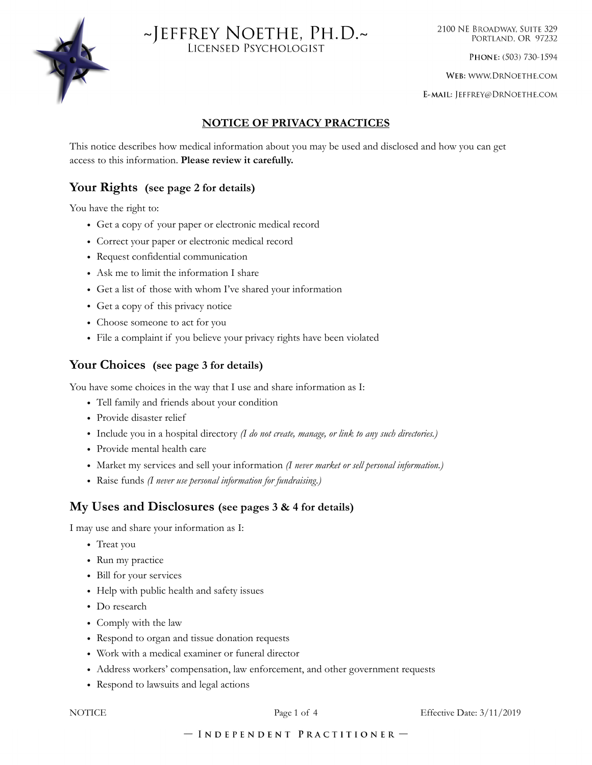# ~Jeffrey Noethe, Ph.D.~

Licensed Psychologist

2100 NE Broadway, Suite 329
Portland, OR 97232

**Phone:** (503) 730-1594

**Web:** www.DrNoethe.com

**E-mail:** Jeffrey@DrNoethe.com

## NOTICE OF PRIVACY PRACTICES

This notice describes how medical information about you may be used and disclosed and how you can get access to this information. **Please review it carefully.**

### Your Rights (see page 2 for details)

You have the right to:

- Get a copy of your paper or electronic medical record
- Correct your paper or electronic medical record
- Request confidential communication
- Ask me to limit the information I share
- Get a list of those with whom I've shared your information
- Get a copy of this privacy notice
- Choose someone to act for you
- File a complaint if you believe your privacy rights have been violated

### Your Choices (see page 3 for details)

You have some choices in the way that I use and share information as I:

- Tell family and friends about your condition
- Provide disaster relief
- Include you in a hospital directory *(I do not create, manage, or link to any such directories.)*
- Provide mental health care
- Market my services and sell your information *(I never market or sell personal information.)*
- Raise funds *(I never use personal information for fundraising.)*

### My Uses and Disclosures (see pages 3 & 4 for details)

I may use and share your information as I:

- Treat you
- Run my practice
- Bill for your services
- Help with public health and safety issues
- Do research
- Comply with the law
- Respond to organ and tissue donation requests
- Work with a medical examiner or funeral director
- Address workers' compensation, law enforcement, and other government requests
- Respond to lawsuits and legal actions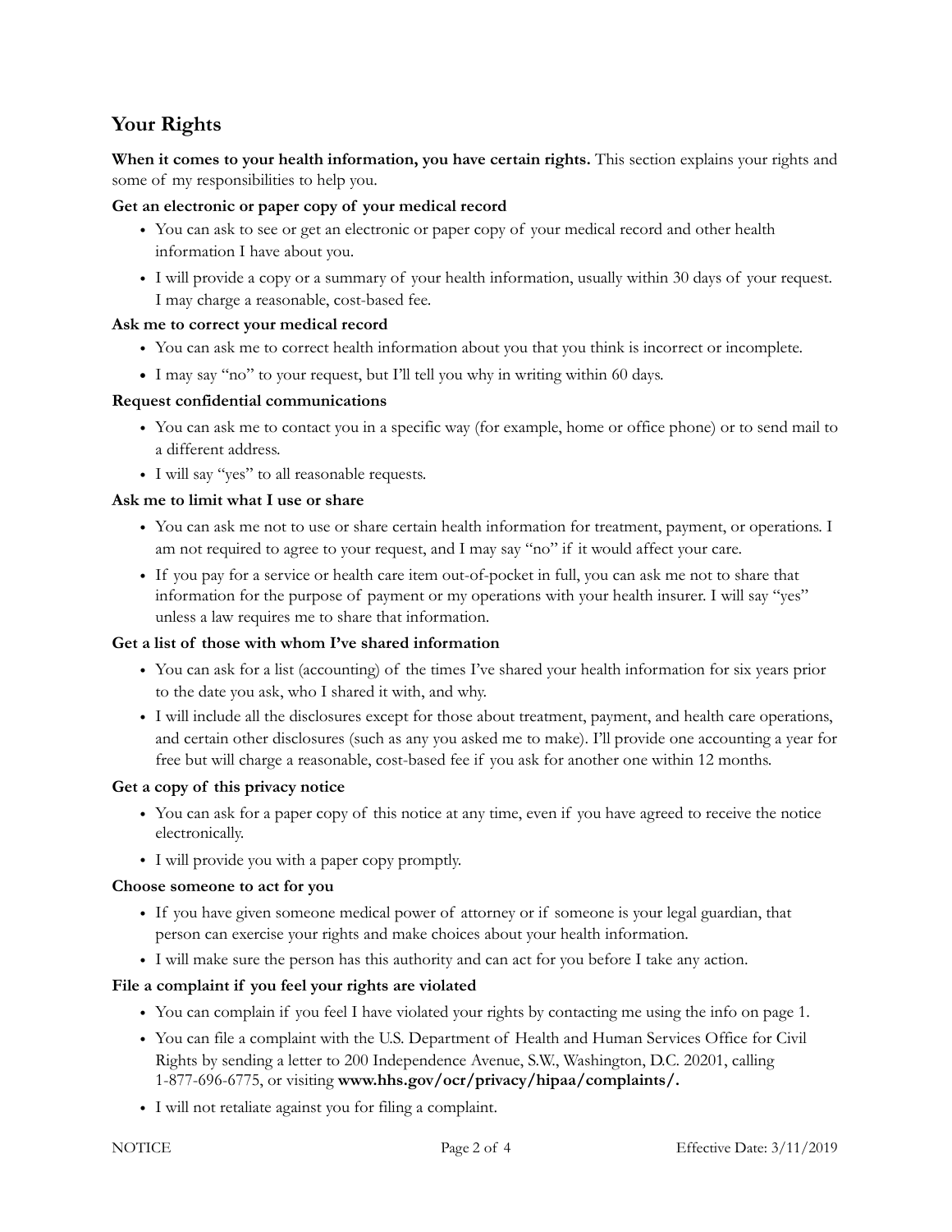## Your Rights

**When it comes to your health information, you have certain rights.** This section explains your rights and some of my responsibilities to help you.

**Get an electronic or paper copy of your medical record**

- You can ask to see or get an electronic or paper copy of your medical record and other health information I have about you.
- I will provide a copy or a summary of your health information, usually within 30 days of your request. I may charge a reasonable, cost-based fee.

**Ask me to correct your medical record**

- You can ask me to correct health information about you that you think is incorrect or incomplete.
- I may say "no" to your request, but I'll tell you why in writing within 60 days.

**Request confidential communications**

- You can ask me to contact you in a specific way (for example, home or office phone) or to send mail to a different address.
- I will say "yes" to all reasonable requests.

**Ask me to limit what I use or share**

- You can ask me not to use or share certain health information for treatment, payment, or operations. I am not required to agree to your request, and I may say "no" if it would affect your care.
- If you pay for a service or health care item out-of-pocket in full, you can ask me not to share that information for the purpose of payment or my operations with your health insurer. I will say "yes" unless a law requires me to share that information.

**Get a list of those with whom I've shared information**

- You can ask for a list (accounting) of the times I've shared your health information for six years prior to the date you ask, who I shared it with, and why.
- I will include all the disclosures except for those about treatment, payment, and health care operations, and certain other disclosures (such as any you asked me to make). I'll provide one accounting a year for free but will charge a reasonable, cost-based fee if you ask for another one within 12 months.

**Get a copy of this privacy notice**

- You can ask for a paper copy of this notice at any time, even if you have agreed to receive the notice electronically.
- I will provide you with a paper copy promptly.

**Choose someone to act for you**

- If you have given someone medical power of attorney or if someone is your legal guardian, that person can exercise your rights and make choices about your health information.
- I will make sure the person has this authority and can act for you before I take any action.

**File a complaint if you feel your rights are violated**

- You can complain if you feel I have violated your rights by contacting me using the info on page 1.
- You can file a complaint with the U.S. Department of Health and Human Services Office for Civil Rights by sending a letter to 200 Independence Avenue, S.W., Washington, D.C. 20201, calling 1-877-696-6775, or visiting **www.hhs.gov/ocr/privacy/hipaa/complaints/.**
- I will not retaliate against you for filing a complaint.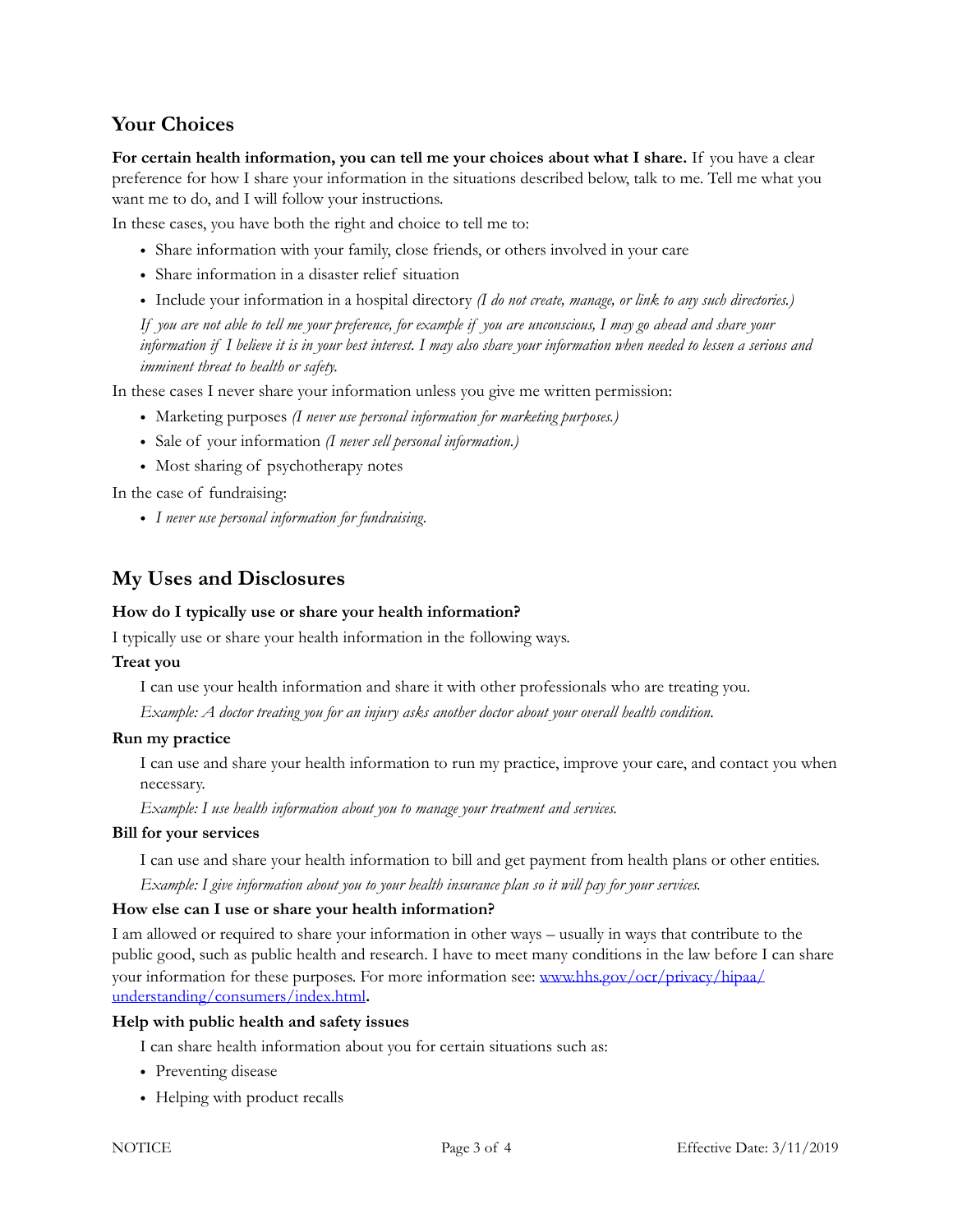## Your Choices

**For certain health information, you can tell me your choices about what I share.** If you have a clear preference for how I share your information in the situations described below, talk to me. Tell me what you want me to do, and I will follow your instructions.

In these cases, you have both the right and choice to tell me to:

- Share information with your family, close friends, or others involved in your care
- Share information in a disaster relief situation
- Include your information in a hospital directory *(I do not create, manage, or link to any such directories.)*

*If you are not able to tell me your preference, for example if you are unconscious, I may go ahead and share your information if I believe it is in your best interest. I may also share your information when needed to lessen a serious and imminent threat to health or safety.*

In these cases I never share your information unless you give me written permission:

- Marketing purposes *(I never use personal information for marketing purposes.)*
- Sale of your information *(I never sell personal information.)*
- Most sharing of psychotherapy notes

In the case of fundraising:

- *I never use personal information for fundraising.*

## My Uses and Disclosures

**How do I typically use or share your health information?**

I typically use or share your health information in the following ways.

**Treat you**

I can use your health information and share it with other professionals who are treating you.

*Example: A doctor treating you for an injury asks another doctor about your overall health condition.*

**Run my practice**

I can use and share your health information to run my practice, improve your care, and contact you when necessary.

*Example: I use health information about you to manage your treatment and services.*

**Bill for your services**

I can use and share your health information to bill and get payment from health plans or other entities.

*Example: I give information about you to your health insurance plan so it will pay for your services.*

**How else can I use or share your health information?**

I am allowed or required to share your information in other ways – usually in ways that contribute to the public good, such as public health and research. I have to meet many conditions in the law before I can share your information for these purposes. For more information see: [www.hhs.gov/ocr/privacy/hipaa/understanding/consumers/index.html](http://www.hhs.gov/ocr/privacy/hipaa/understanding/consumers/index.html)**.**

**Help with public health and safety issues**

I can share health information about you for certain situations such as:

- Preventing disease
- Helping with product recalls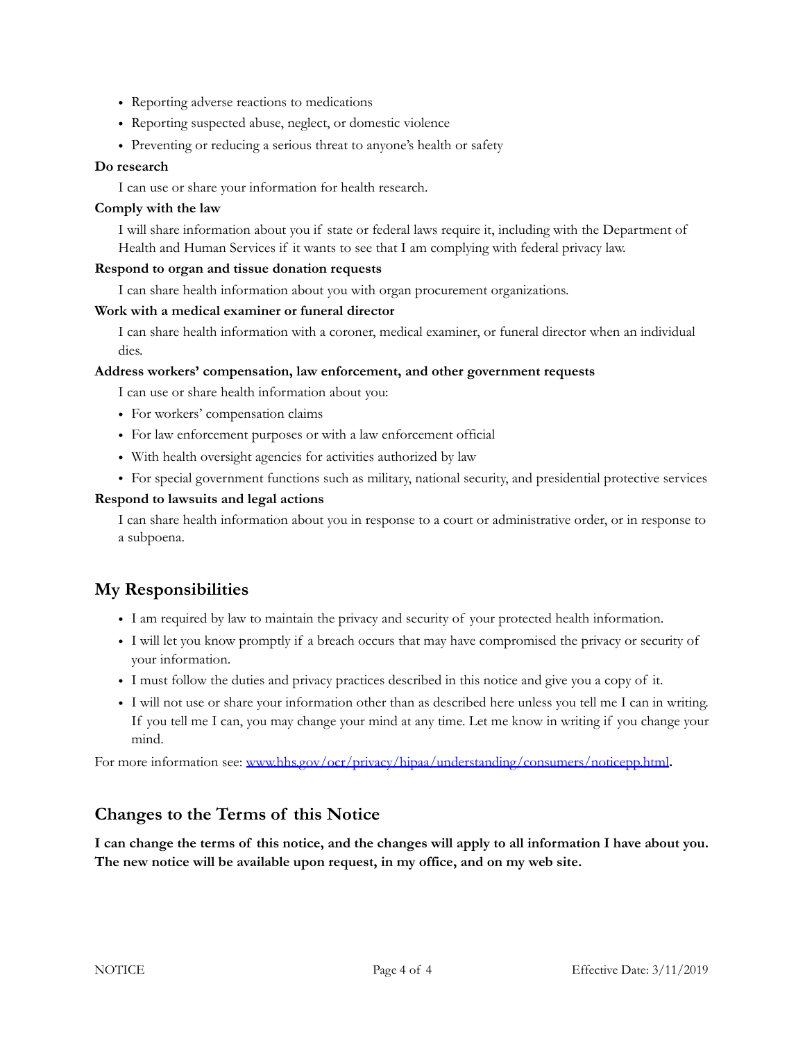- Reporting adverse reactions to medications
- Reporting suspected abuse, neglect, or domestic violence
- Preventing or reducing a serious threat to anyone's health or safety

**Do research**

I can use or share your information for health research.

**Comply with the law**

I will share information about you if state or federal laws require it, including with the Department of Health and Human Services if it wants to see that I am complying with federal privacy law.

**Respond to organ and tissue donation requests**

I can share health information about you with organ procurement organizations.

**Work with a medical examiner or funeral director**

I can share health information with a coroner, medical examiner, or funeral director when an individual dies.

**Address workers' compensation, law enforcement, and other government requests**

I can use or share health information about you:

- For workers' compensation claims
- For law enforcement purposes or with a law enforcement official
- With health oversight agencies for activities authorized by law
- For special government functions such as military, national security, and presidential protective services

**Respond to lawsuits and legal actions**

I can share health information about you in response to a court or administrative order, or in response to a subpoena.

## My Responsibilities

- I am required by law to maintain the privacy and security of your protected health information.
- I will let you know promptly if a breach occurs that may have compromised the privacy or security of your information.
- I must follow the duties and privacy practices described in this notice and give you a copy of it.
- I will not use or share your information other than as described here unless you tell me I can in writing. If you tell me I can, you may change your mind at any time. Let me know in writing if you change your mind.

For more information see: [www.hhs.gov/ocr/privacy/hipaa/understanding/consumers/noticepp.html](www.hhs.gov/ocr/privacy/hipaa/understanding/consumers/noticepp.html).

## Changes to the Terms of this Notice

**I can change the terms of this notice, and the changes will apply to all information I have about you. The new notice will be available upon request, in my office, and on my web site.**